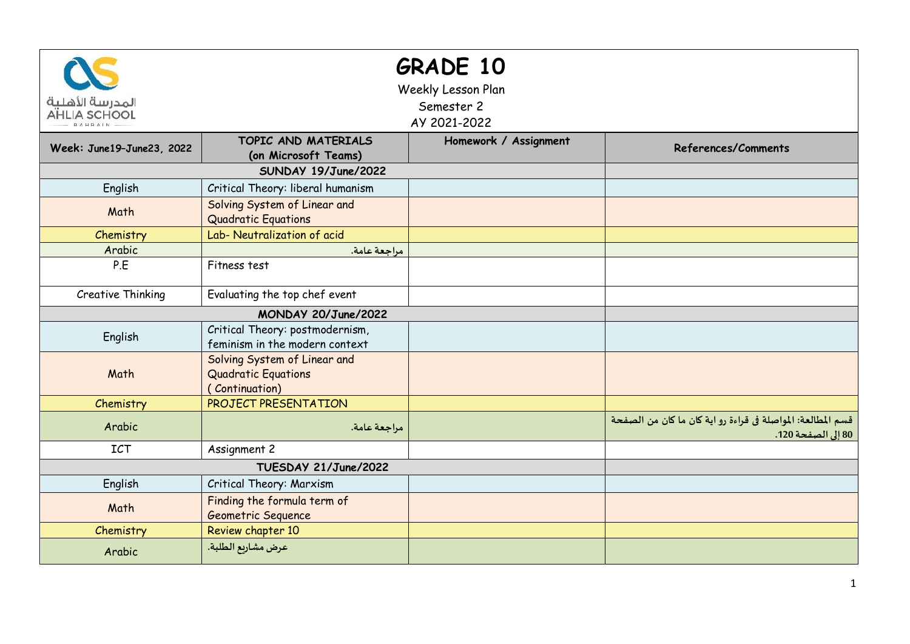# GRADE 10

Weekly Lesson Plan
Semester 2
AY 2021-2022

| Week: June19–June23, 2022 | TOPIC AND MATERIALS (on Microsoft Teams) | Homework / Assignment | References/Comments |
|---|---|---|---|
| **SUNDAY 19/June/2022** | | | |
| English | Critical Theory: liberal humanism | | |
| Math | Solving System of Linear and Quadratic Equations | | |
| Chemistry | Lab- Neutralization of acid | | |
| Arabic | مراجعة عامة. | | |
| P.E | Fitness test | | |
| Creative Thinking | Evaluating the top chef event | | |
| **MONDAY 20/June/2022** | | | |
| English | Critical Theory: postmodernism, feminism in the modern context | | |
| Math | Solving System of Linear and Quadratic Equations ( Continuation) | | |
| Chemistry | PROJECT PRESENTATION | | |
| Arabic | مراجعة عامة. | | قسم المطالعة: المواصلة في قراءة رواية كان ما كان من الصفحة 80 إلى الصفحة 120. |
| ICT | Assignment 2 | | |
| **TUESDAY 21/June/2022** | | | |
| English | Critical Theory: Marxism | | |
| Math | Finding the formula term of Geometric Sequence | | |
| Chemistry | Review chapter 10 | | |
| Arabic | عرض مشاريع الطلبة. | | |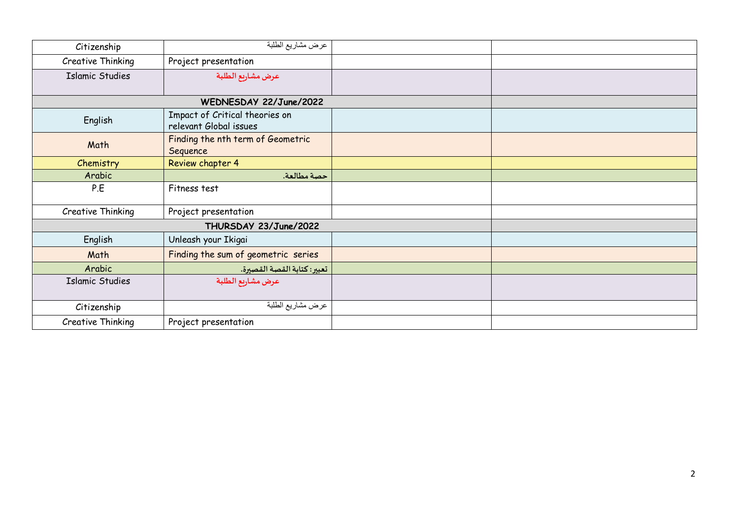| | | | |
|---|---|---|---|
| Citizenship | عرض مشاريع الطلبة | | |
| Creative Thinking | Project presentation | | |
| Islamic Studies | عرض مشاريع الطلبة | | |
| **WEDNESDAY 22/June/2022** | | | |
| English | Impact of Critical theories on relevant Global issues | | |
| Math | Finding the nth term of Geometric Sequence | | |
| Chemistry | Review chapter 4 | | |
| Arabic | حصة مطالعة. | | |
| P.E | Fitness test | | |
| Creative Thinking | Project presentation | | |
| **THURSDAY 23/June/2022** | | | |
| English | Unleash your Ikigai | | |
| Math | Finding the sum of geometric series | | |
| Arabic | تعبير: كتابة القصة القصيرة. | | |
| Islamic Studies | عرض مشاريع الطلبة | | |
| Citizenship | عرض مشاريع الطلبة | | |
| Creative Thinking | Project presentation | | |